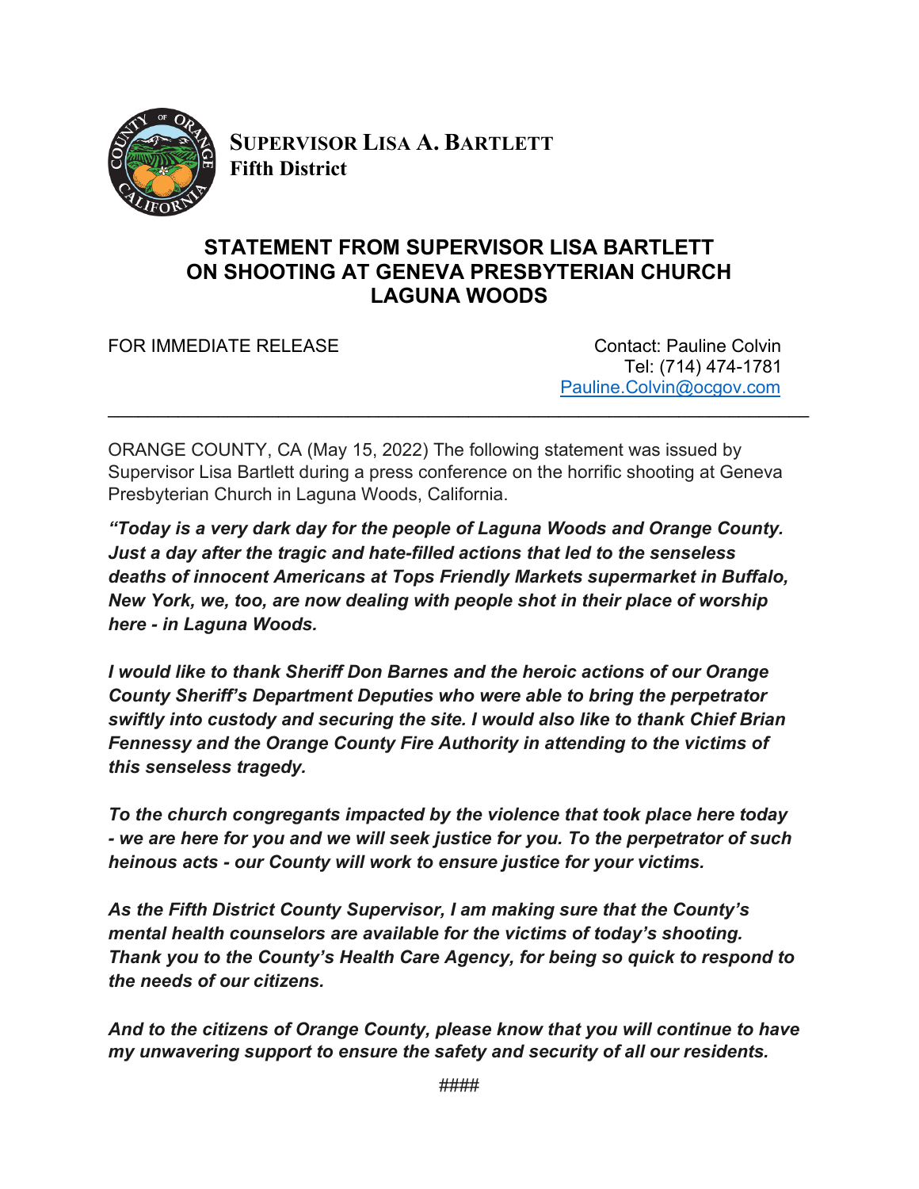**SUPERVISOR LISA A. BARTLETT**
**Fifth District**

# STATEMENT FROM SUPERVISOR LISA BARTLETT ON SHOOTING AT GENEVA PRESBYTERIAN CHURCH LAGUNA WOODS

FOR IMMEDIATE RELEASE

Contact: Pauline Colvin
Tel: (714) 474-1781
Pauline.Colvin@ocgov.com

---

ORANGE COUNTY, CA (May 15, 2022) The following statement was issued by Supervisor Lisa Bartlett during a press conference on the horrific shooting at Geneva Presbyterian Church in Laguna Woods, California.

***"Today is a very dark day for the people of Laguna Woods and Orange County. Just a day after the tragic and hate-filled actions that led to the senseless deaths of innocent Americans at Tops Friendly Markets supermarket in Buffalo, New York, we, too, are now dealing with people shot in their place of worship here - in Laguna Woods.***

***I would like to thank Sheriff Don Barnes and the heroic actions of our Orange County Sheriff's Department Deputies who were able to bring the perpetrator swiftly into custody and securing the site. I would also like to thank Chief Brian Fennessy and the Orange County Fire Authority in attending to the victims of this senseless tragedy.***

***To the church congregants impacted by the violence that took place here today - we are here for you and we will seek justice for you. To the perpetrator of such heinous acts - our County will work to ensure justice for your victims.***

***As the Fifth District County Supervisor, I am making sure that the County's mental health counselors are available for the victims of today's shooting. Thank you to the County's Health Care Agency, for being so quick to respond to the needs of our citizens.***

***And to the citizens of Orange County, please know that you will continue to have my unwavering support to ensure the safety and security of all our residents.***

####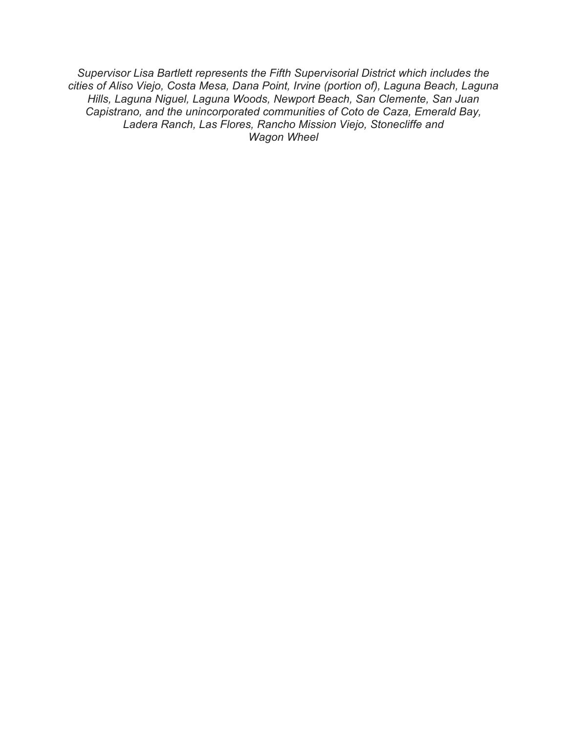*Supervisor Lisa Bartlett represents the Fifth Supervisorial District which includes the cities of Aliso Viejo, Costa Mesa, Dana Point, Irvine (portion of), Laguna Beach, Laguna Hills, Laguna Niguel, Laguna Woods, Newport Beach, San Clemente, San Juan Capistrano, and the unincorporated communities of Coto de Caza, Emerald Bay, Ladera Ranch, Las Flores, Rancho Mission Viejo, Stonecliffe and Wagon Wheel*